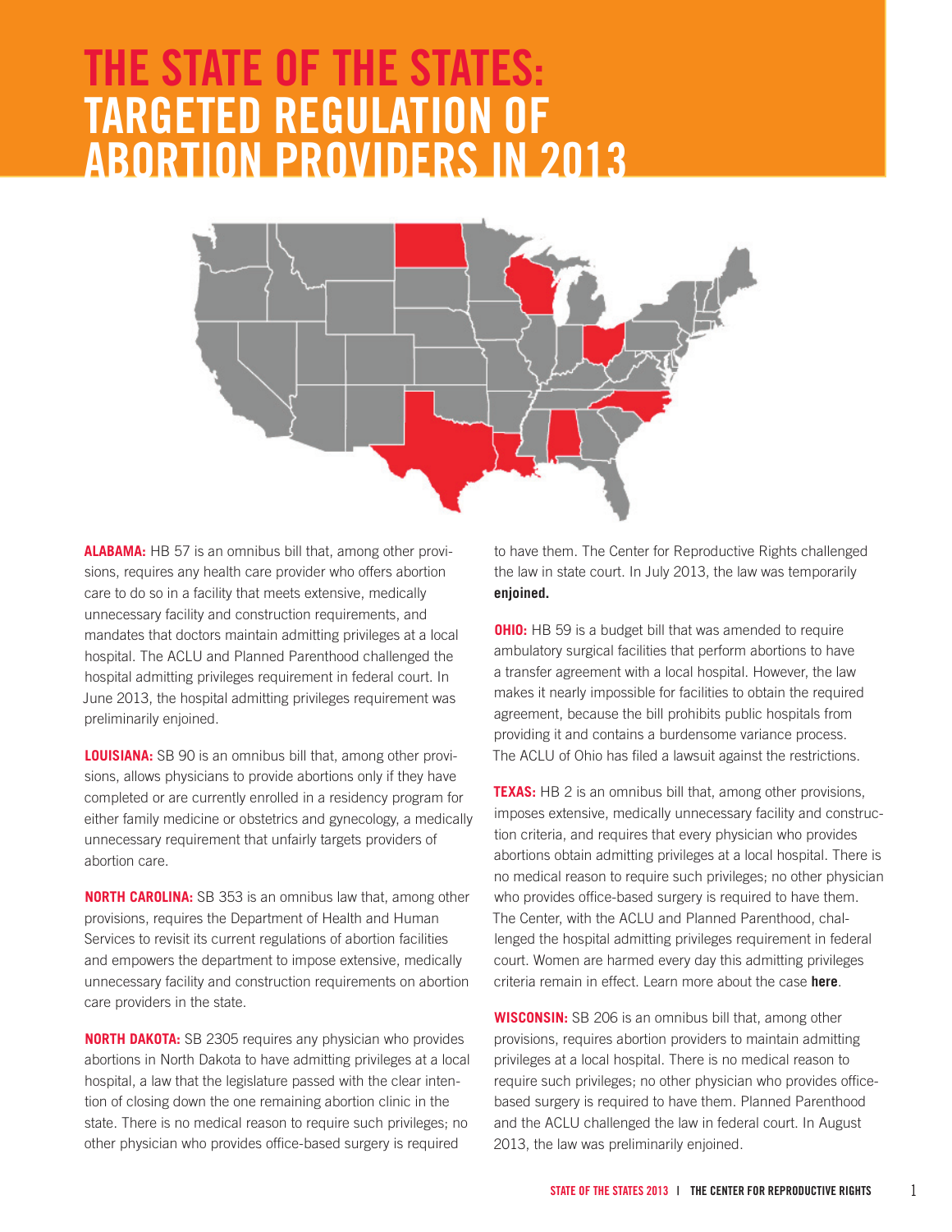# THE STATE OF THE STATES: TARGETED REGULATION OF ABORTION PROVIDERS IN 2013

**ALABAMA:** HB 57 is an omnibus bill that, among other provisions, requires any health care provider who offers abortion care to do so in a facility that meets extensive, medically unnecessary facility and construction requirements, and mandates that doctors maintain admitting privileges at a local hospital. The ACLU and Planned Parenthood challenged the hospital admitting privileges requirement in federal court. In June 2013, the hospital admitting privileges requirement was preliminarily enjoined.

**LOUISIANA:** SB 90 is an omnibus bill that, among other provisions, allows physicians to provide abortions only if they have completed or are currently enrolled in a residency program for either family medicine or obstetrics and gynecology, a medically unnecessary requirement that unfairly targets providers of abortion care.

**NORTH CAROLINA:** SB 353 is an omnibus law that, among other provisions, requires the Department of Health and Human Services to revisit its current regulations of abortion facilities and empowers the department to impose extensive, medically unnecessary facility and construction requirements on abortion care providers in the state.

**NORTH DAKOTA:** SB 2305 requires any physician who provides abortions in North Dakota to have admitting privileges at a local hospital, a law that the legislature passed with the clear intention of closing down the one remaining abortion clinic in the state. There is no medical reason to require such privileges; no other physician who provides office-based surgery is required to have them. The Center for Reproductive Rights challenged the law in state court. In July 2013, the law was temporarily **enjoined.**

**OHIO:** HB 59 is a budget bill that was amended to require ambulatory surgical facilities that perform abortions to have a transfer agreement with a local hospital. However, the law makes it nearly impossible for facilities to obtain the required agreement, because the bill prohibits public hospitals from providing it and contains a burdensome variance process. The ACLU of Ohio has filed a lawsuit against the restrictions.

**TEXAS:** HB 2 is an omnibus bill that, among other provisions, imposes extensive, medically unnecessary facility and construction criteria, and requires that every physician who provides abortions obtain admitting privileges at a local hospital. There is no medical reason to require such privileges; no other physician who provides office-based surgery is required to have them. The Center, with the ACLU and Planned Parenthood, challenged the hospital admitting privileges requirement in federal court. Women are harmed every day this admitting privileges criteria remain in effect. Learn more about the case **here**.

**WISCONSIN:** SB 206 is an omnibus bill that, among other provisions, requires abortion providers to maintain admitting privileges at a local hospital. There is no medical reason to require such privileges; no other physician who provides office-based surgery is required to have them. Planned Parenthood and the ACLU challenged the law in federal court. In August 2013, the law was preliminarily enjoined.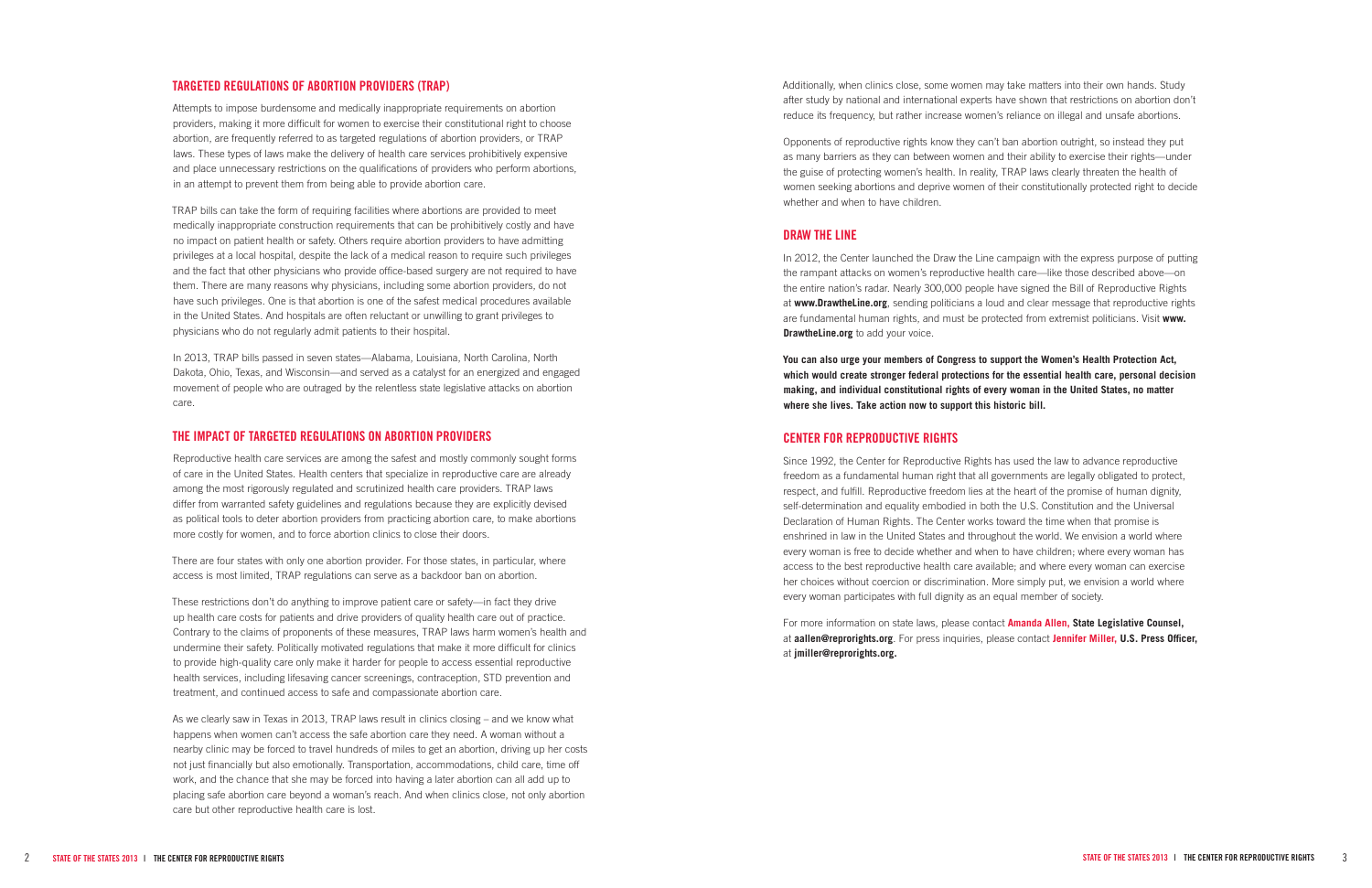## TARGETED REGULATIONS OF ABORTION PROVIDERS (TRAP)

Attempts to impose burdensome and medically inappropriate requirements on abortion providers, making it more difficult for women to exercise their constitutional right to choose abortion, are frequently referred to as targeted regulations of abortion providers, or TRAP laws. These types of laws make the delivery of health care services prohibitively expensive and place unnecessary restrictions on the qualifications of providers who perform abortions, in an attempt to prevent them from being able to provide abortion care.

TRAP bills can take the form of requiring facilities where abortions are provided to meet medically inappropriate construction requirements that can be prohibitively costly and have no impact on patient health or safety. Others require abortion providers to have admitting privileges at a local hospital, despite the lack of a medical reason to require such privileges and the fact that other physicians who provide office-based surgery are not required to have them. There are many reasons why physicians, including some abortion providers, do not have such privileges. One is that abortion is one of the safest medical procedures available in the United States. And hospitals are often reluctant or unwilling to grant privileges to physicians who do not regularly admit patients to their hospital.

In 2013, TRAP bills passed in seven states—Alabama, Louisiana, North Carolina, North Dakota, Ohio, Texas, and Wisconsin—and served as a catalyst for an energized and engaged movement of people who are outraged by the relentless state legislative attacks on abortion care.

## THE IMPACT OF TARGETED REGULATIONS ON ABORTION PROVIDERS

Reproductive health care services are among the safest and mostly commonly sought forms of care in the United States. Health centers that specialize in reproductive care are already among the most rigorously regulated and scrutinized health care providers. TRAP laws differ from warranted safety guidelines and regulations because they are explicitly devised as political tools to deter abortion providers from practicing abortion care, to make abortions more costly for women, and to force abortion clinics to close their doors.

There are four states with only one abortion provider. For those states, in particular, where access is most limited, TRAP regulations can serve as a backdoor ban on abortion.

These restrictions don't do anything to improve patient care or safety—in fact they drive up health care costs for patients and drive providers of quality health care out of practice. Contrary to the claims of proponents of these measures, TRAP laws harm women's health and undermine their safety. Politically motivated regulations that make it more difficult for clinics to provide high-quality care only make it harder for people to access essential reproductive health services, including lifesaving cancer screenings, contraception, STD prevention and treatment, and continued access to safe and compassionate abortion care.

As we clearly saw in Texas in 2013, TRAP laws result in clinics closing – and we know what happens when women can't access the safe abortion care they need. A woman without a nearby clinic may be forced to travel hundreds of miles to get an abortion, driving up her costs not just financially but also emotionally. Transportation, accommodations, child care, time off work, and the chance that she may be forced into having a later abortion can all add up to placing safe abortion care beyond a woman's reach. And when clinics close, not only abortion care but other reproductive health care is lost.

Additionally, when clinics close, some women may take matters into their own hands. Study after study by national and international experts have shown that restrictions on abortion don't reduce its frequency, but rather increase women's reliance on illegal and unsafe abortions.

Opponents of reproductive rights know they can't ban abortion outright, so instead they put as many barriers as they can between women and their ability to exercise their rights—under the guise of protecting women's health. In reality, TRAP laws clearly threaten the health of women seeking abortions and deprive women of their constitutionally protected right to decide whether and when to have children.

## DRAW THE LINE

In 2012, the Center launched the Draw the Line campaign with the express purpose of putting the rampant attacks on women's reproductive health care—like those described above—on the entire nation's radar. Nearly 300,000 people have signed the Bill of Reproductive Rights at **www.DrawtheLine.org**, sending politicians a loud and clear message that reproductive rights are fundamental human rights, and must be protected from extremist politicians. Visit **www.DrawtheLine.org** to add your voice.

**You can also urge your members of Congress to support the Women's Health Protection Act, which would create stronger federal protections for the essential health care, personal decision making, and individual constitutional rights of every woman in the United States, no matter where she lives. Take action now to support this historic bill.**

## CENTER FOR REPRODUCTIVE RIGHTS

Since 1992, the Center for Reproductive Rights has used the law to advance reproductive freedom as a fundamental human right that all governments are legally obligated to protect, respect, and fulfill. Reproductive freedom lies at the heart of the promise of human dignity, self-determination and equality embodied in both the U.S. Constitution and the Universal Declaration of Human Rights. The Center works toward the time when that promise is enshrined in law in the United States and throughout the world. We envision a world where every woman is free to decide whether and when to have children; where every woman has access to the best reproductive health care available; and where every woman can exercise her choices without coercion or discrimination. More simply put, we envision a world where every woman participates with full dignity as an equal member of society.

For more information on state laws, please contact **Amanda Allen, State Legislative Counsel,** at **aallen@reprorights.org**. For press inquiries, please contact **Jennifer Miller, U.S. Press Officer,** at **jmiller@reprorights.org.**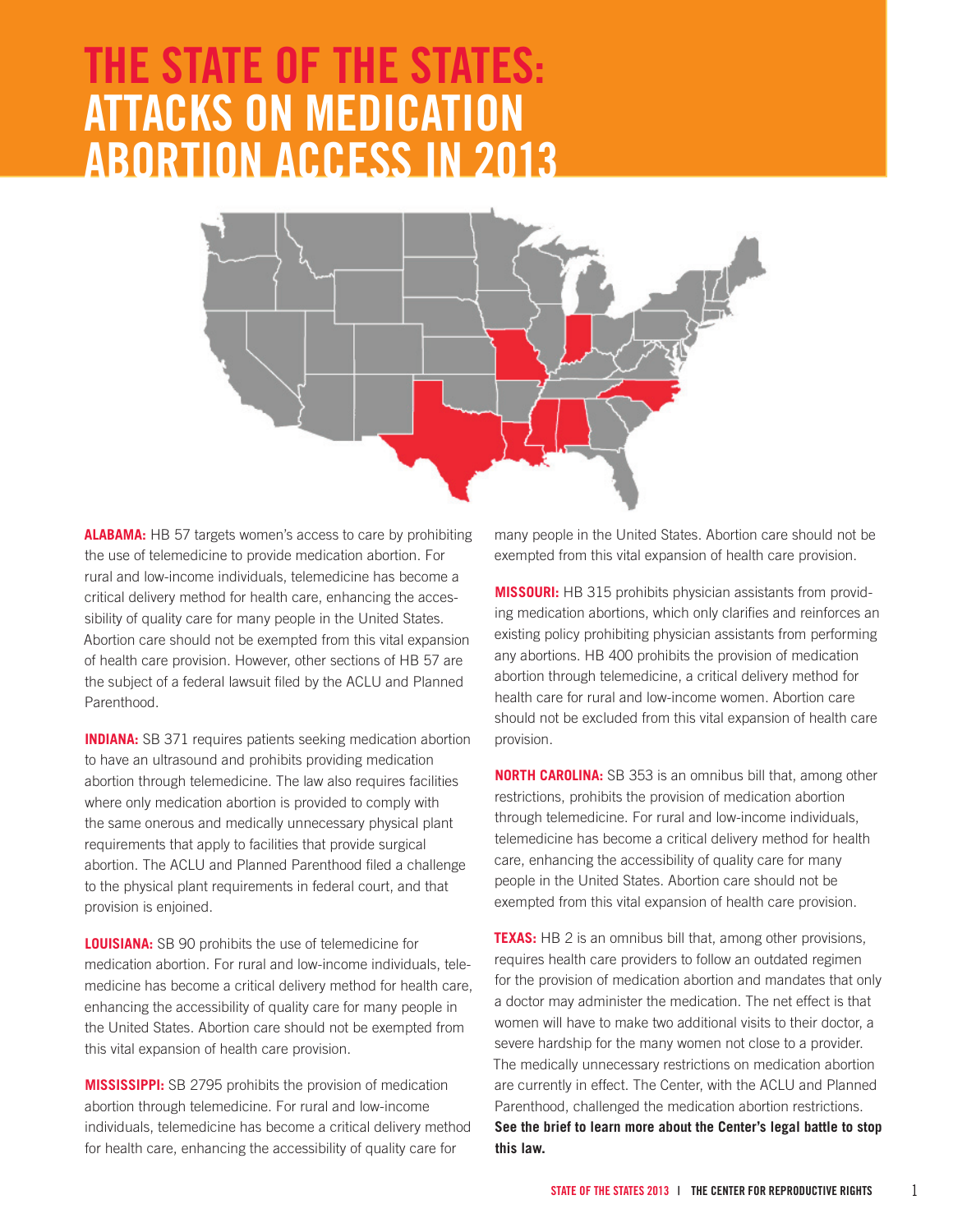# THE STATE OF THE STATES: ATTACKS ON MEDICATION ABORTION ACCESS IN 2013

**ALABAMA:** HB 57 targets women's access to care by prohibiting the use of telemedicine to provide medication abortion. For rural and low-income individuals, telemedicine has become a critical delivery method for health care, enhancing the accessibility of quality care for many people in the United States. Abortion care should not be exempted from this vital expansion of health care provision. However, other sections of HB 57 are the subject of a federal lawsuit filed by the ACLU and Planned Parenthood.

**INDIANA:** SB 371 requires patients seeking medication abortion to have an ultrasound and prohibits providing medication abortion through telemedicine. The law also requires facilities where only medication abortion is provided to comply with the same onerous and medically unnecessary physical plant requirements that apply to facilities that provide surgical abortion. The ACLU and Planned Parenthood filed a challenge to the physical plant requirements in federal court, and that provision is enjoined.

**LOUISIANA:** SB 90 prohibits the use of telemedicine for medication abortion. For rural and low-income individuals, telemedicine has become a critical delivery method for health care, enhancing the accessibility of quality care for many people in the United States. Abortion care should not be exempted from this vital expansion of health care provision.

**MISSISSIPPI:** SB 2795 prohibits the provision of medication abortion through telemedicine. For rural and low-income individuals, telemedicine has become a critical delivery method for health care, enhancing the accessibility of quality care for many people in the United States. Abortion care should not be exempted from this vital expansion of health care provision.

**MISSOURI:** HB 315 prohibits physician assistants from providing medication abortions, which only clarifies and reinforces an existing policy prohibiting physician assistants from performing any abortions. HB 400 prohibits the provision of medication abortion through telemedicine, a critical delivery method for health care for rural and low-income women. Abortion care should not be excluded from this vital expansion of health care provision.

**NORTH CAROLINA:** SB 353 is an omnibus bill that, among other restrictions, prohibits the provision of medication abortion through telemedicine. For rural and low-income individuals, telemedicine has become a critical delivery method for health care, enhancing the accessibility of quality care for many people in the United States. Abortion care should not be exempted from this vital expansion of health care provision.

**TEXAS:** HB 2 is an omnibus bill that, among other provisions, requires health care providers to follow an outdated regimen for the provision of medication abortion and mandates that only a doctor may administer the medication. The net effect is that women will have to make two additional visits to their doctor, a severe hardship for the many women not close to a provider. The medically unnecessary restrictions on medication abortion are currently in effect. The Center, with the ACLU and Planned Parenthood, challenged the medication abortion restrictions. **See the brief to learn more about the Center's legal battle to stop this law.**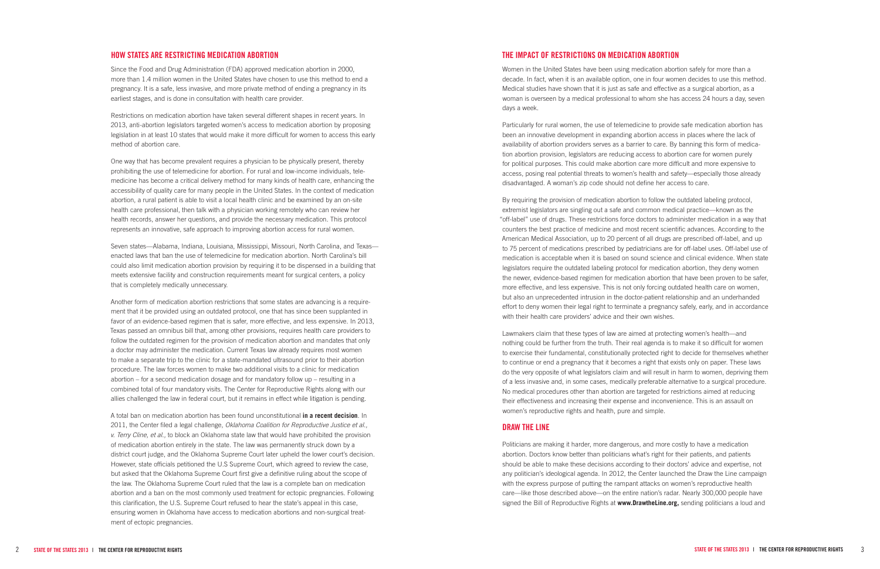## HOW STATES ARE RESTRICTING MEDICATION ABORTION

Since the Food and Drug Administration (FDA) approved medication abortion in 2000, more than 1.4 million women in the United States have chosen to use this method to end a pregnancy. It is a safe, less invasive, and more private method of ending a pregnancy in its earliest stages, and is done in consultation with health care provider.

Restrictions on medication abortion have taken several different shapes in recent years. In 2013, anti-abortion legislators targeted women's access to medication abortion by proposing legislation in at least 10 states that would make it more difficult for women to access this early method of abortion care.

One way that has become prevalent requires a physician to be physically present, thereby prohibiting the use of telemedicine for abortion. For rural and low-income individuals, telemedicine has become a critical delivery method for many kinds of health care, enhancing the accessibility of quality care for many people in the United States. In the context of medication abortion, a rural patient is able to visit a local health clinic and be examined by an on-site health care professional, then talk with a physician working remotely who can review her health records, answer her questions, and provide the necessary medication. This protocol represents an innovative, safe approach to improving abortion access for rural women.

Seven states—Alabama, Indiana, Louisiana, Mississippi, Missouri, North Carolina, and Texas—enacted laws that ban the use of telemedicine for medication abortion. North Carolina's bill could also limit medication abortion provision by requiring it to be dispensed in a building that meets extensive facility and construction requirements meant for surgical centers, a policy that is completely medically unnecessary.

Another form of medication abortion restrictions that some states are advancing is a requirement that it be provided using an outdated protocol, one that has since been supplanted in favor of an evidence-based regimen that is safer, more effective, and less expensive. In 2013, Texas passed an omnibus bill that, among other provisions, requires health care providers to follow the outdated regimen for the provision of medication abortion and mandates that only a doctor may administer the medication. Current Texas law already requires most women to make a separate trip to the clinic for a state-mandated ultrasound prior to their abortion procedure. The law forces women to make two additional visits to a clinic for medication abortion – for a second medication dosage and for mandatory follow up – resulting in a combined total of four mandatory visits. The Center for Reproductive Rights along with our allies challenged the law in federal court, but it remains in effect while litigation is pending.

A total ban on medication abortion has been found unconstitutional **in a recent decision**. In 2011, the Center filed a legal challenge, *Oklahoma Coalition for Reproductive Justice et al., v. Terry Cline, et al.,* to block an Oklahoma state law that would have prohibited the provision of medication abortion entirely in the state. The law was permanently struck down by a district court judge, and the Oklahoma Supreme Court later upheld the lower court's decision. However, state officials petitioned the U.S Supreme Court, which agreed to review the case, but asked that the Oklahoma Supreme Court first give a definitive ruling about the scope of the law. The Oklahoma Supreme Court ruled that the law is a complete ban on medication abortion and a ban on the most commonly used treatment for ectopic pregnancies. Following this clarification, the U.S. Supreme Court refused to hear the state's appeal in this case, ensuring women in Oklahoma have access to medication abortions and non-surgical treatment of ectopic pregnancies.

## THE IMPACT OF RESTRICTIONS ON MEDICATION ABORTION

Women in the United States have been using medication abortion safely for more than a decade. In fact, when it is an available option, one in four women decides to use this method. Medical studies have shown that it is just as safe and effective as a surgical abortion, as a woman is overseen by a medical professional to whom she has access 24 hours a day, seven days a week.

Particularly for rural women, the use of telemedicine to provide safe medication abortion has been an innovative development in expanding abortion access in places where the lack of availability of abortion providers serves as a barrier to care. By banning this form of medication abortion provision, legislators are reducing access to abortion care for women purely for political purposes. This could make abortion care more difficult and more expensive to access, posing real potential threats to women's health and safety—especially those already disadvantaged. A woman's zip code should not define her access to care.

By requiring the provision of medication abortion to follow the outdated labeling protocol, extremist legislators are singling out a safe and common medical practice—known as the "off-label" use of drugs. These restrictions force doctors to administer medication in a way that counters the best practice of medicine and most recent scientific advances. According to the American Medical Association, up to 20 percent of all drugs are prescribed off-label, and up to 75 percent of medications prescribed by pediatricians are for off-label uses. Off-label use of medication is acceptable when it is based on sound science and clinical evidence. When state legislators require the outdated labeling protocol for medication abortion, they deny women the newer, evidence-based regimen for medication abortion that have been proven to be safer, more effective, and less expensive. This is not only forcing outdated health care on women, but also an unprecedented intrusion in the doctor-patient relationship and an underhanded effort to deny women their legal right to terminate a pregnancy safely, early, and in accordance with their health care providers' advice and their own wishes.

Lawmakers claim that these types of law are aimed at protecting women's health—and nothing could be further from the truth. Their real agenda is to make it so difficult for women to exercise their fundamental, constitutionally protected right to decide for themselves whether to continue or end a pregnancy that it becomes a right that exists only on paper. These laws do the very opposite of what legislators claim and will result in harm to women, depriving them of a less invasive and, in some cases, medically preferable alternative to a surgical procedure. No medical procedures other than abortion are targeted for restrictions aimed at reducing their effectiveness and increasing their expense and inconvenience. This is an assault on women's reproductive rights and health, pure and simple.

## DRAW THE LINE

Politicians are making it harder, more dangerous, and more costly to have a medication abortion. Doctors know better than politicians what's right for their patients, and patients should be able to make these decisions according to their doctors' advice and expertise, not any politician's ideological agenda. In 2012, the Center launched the Draw the Line campaign with the express purpose of putting the rampant attacks on women's reproductive health care—like those described above—on the entire nation's radar. Nearly 300,000 people have signed the Bill of Reproductive Rights at **www.DrawtheLine.org,** sending politicians a loud and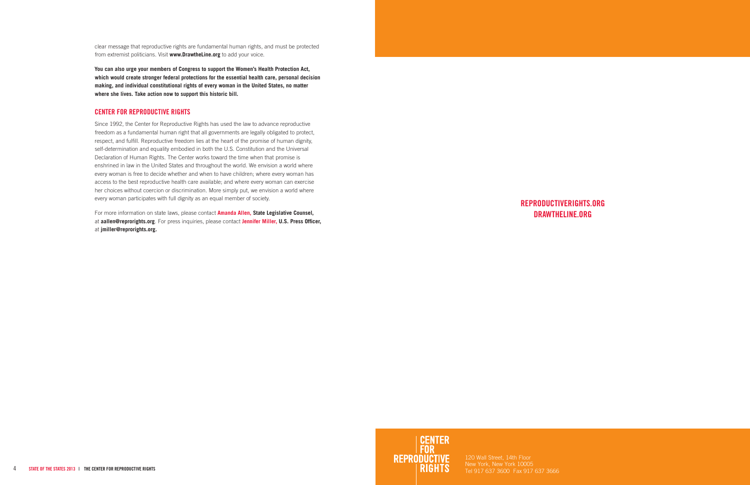clear message that reproductive rights are fundamental human rights, and must be protected from extremist politicians. Visit **www.DrawtheLine.org** to add your voice.

**You can also urge your members of Congress to support the Women's Health Protection Act, which would create stronger federal protections for the essential health care, personal decision making, and individual constitutional rights of every woman in the United States, no matter where she lives. Take action now to support this historic bill.**

## CENTER FOR REPRODUCTIVE RIGHTS

Since 1992, the Center for Reproductive Rights has used the law to advance reproductive freedom as a fundamental human right that all governments are legally obligated to protect, respect, and fulfill. Reproductive freedom lies at the heart of the promise of human dignity, self-determination and equality embodied in both the U.S. Constitution and the Universal Declaration of Human Rights. The Center works toward the time when that promise is enshrined in law in the United States and throughout the world. We envision a world where every woman is free to decide whether and when to have children; where every woman has access to the best reproductive health care available; and where every woman can exercise her choices without coercion or discrimination. More simply put, we envision a world where every woman participates with full dignity as an equal member of society.

For more information on state laws, please contact **Amanda Allen, State Legislative Counsel,** at **aallen@reprorights.org**. For press inquiries, please contact **Jennifer Miller, U.S. Press Officer,** at **jmiller@reprorights.org.**

**REPRODUCTIVERIGHTS.ORG**
**DRAWTHELINE.ORG**

**CENTER FOR REPRODUCTIVE RIGHTS**

120 Wall Street, 14th Floor
New York, New York 10005
Tel 917 637 3600 Fax 917 637 3666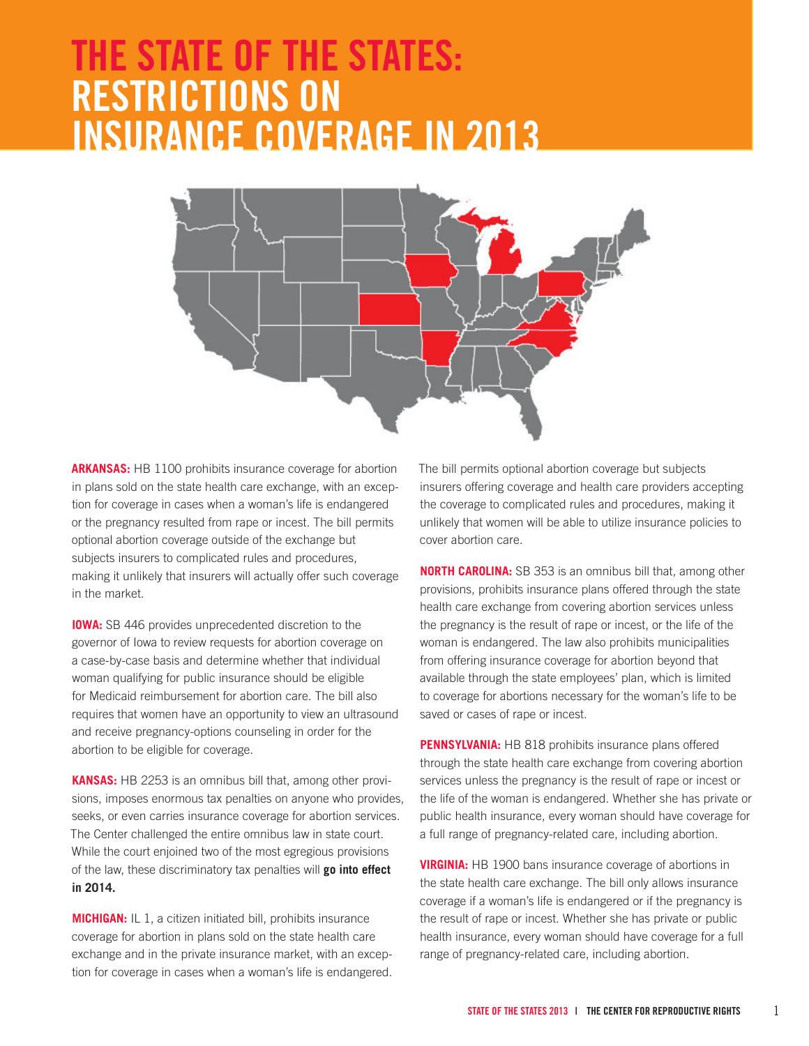# THE STATE OF THE STATES: RESTRICTIONS ON INSURANCE COVERAGE IN 2013

**ARKANSAS:** HB 1100 prohibits insurance coverage for abortion in plans sold on the state health care exchange, with an exception for coverage in cases when a woman's life is endangered or the pregnancy resulted from rape or incest. The bill permits optional abortion coverage outside of the exchange but subjects insurers to complicated rules and procedures, making it unlikely that insurers will actually offer such coverage in the market.

**IOWA:** SB 446 provides unprecedented discretion to the governor of Iowa to review requests for abortion coverage on a case-by-case basis and determine whether that individual woman qualifying for public insurance should be eligible for Medicaid reimbursement for abortion care. The bill also requires that women have an opportunity to view an ultrasound and receive pregnancy-options counseling in order for the abortion to be eligible for coverage.

**KANSAS:** HB 2253 is an omnibus bill that, among other provisions, imposes enormous tax penalties on anyone who provides, seeks, or even carries insurance coverage for abortion services. The Center challenged the entire omnibus law in state court. While the court enjoined two of the most egregious provisions of the law, these discriminatory tax penalties will **go into effect in 2014.**

**MICHIGAN:** IL 1, a citizen initiated bill, prohibits insurance coverage for abortion in plans sold on the state health care exchange and in the private insurance market, with an exception for coverage in cases when a woman's life is endangered. The bill permits optional abortion coverage but subjects insurers offering coverage and health care providers accepting the coverage to complicated rules and procedures, making it unlikely that women will be able to utilize insurance policies to cover abortion care.

**NORTH CAROLINA:** SB 353 is an omnibus bill that, among other provisions, prohibits insurance plans offered through the state health care exchange from covering abortion services unless the pregnancy is the result of rape or incest, or the life of the woman is endangered. The law also prohibits municipalities from offering insurance coverage for abortion beyond that available through the state employees' plan, which is limited to coverage for abortions necessary for the woman's life to be saved or cases of rape or incest.

**PENNSYLVANIA:** HB 818 prohibits insurance plans offered through the state health care exchange from covering abortion services unless the pregnancy is the result of rape or incest or the life of the woman is endangered. Whether she has private or public health insurance, every woman should have coverage for a full range of pregnancy-related care, including abortion.

**VIRGINIA:** HB 1900 bans insurance coverage of abortions in the state health care exchange. The bill only allows insurance coverage if a woman's life is endangered or if the pregnancy is the result of rape or incest. Whether she has private or public health insurance, every woman should have coverage for a full range of pregnancy-related care, including abortion.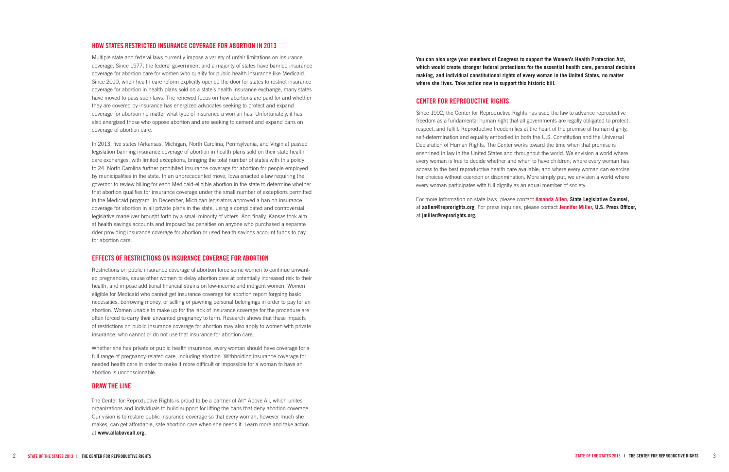## HOW STATES RESTRICTED INSURANCE COVERAGE FOR ABORTION IN 2013

Multiple state and federal laws currently impose a variety of unfair limitations on insurance coverage. Since 1977, the federal government and a majority of states have banned insurance coverage for abortion care for women who qualify for public health insurance like Medicaid. Since 2010, when health care reform explicitly opened the door for states to restrict insurance coverage for abortion in health plans sold on a state's health insurance exchange, many states have moved to pass such laws. The renewed focus on how abortions are paid for and whether they are covered by insurance has energized advocates seeking to protect and expand coverage for abortion no matter what type of insurance a woman has. Unfortunately, it has also energized those who oppose abortion and are seeking to cement and expand bans on coverage of abortion care.

In 2013, five states (Arkansas, Michigan, North Carolina, Pennsylvania, and Virginia) passed legislation banning insurance coverage of abortion in health plans sold on their state health care exchanges, with limited exceptions, bringing the total number of states with this policy to 24. North Carolina further prohibited insurance coverage for abortion for people employed by municipalities in the state. In an unprecedented move, Iowa enacted a law requiring the governor to review billing for each Medicaid-eligible abortion in the state to determine whether that abortion qualifies for insurance coverage under the small number of exceptions permitted in the Medicaid program. In December, Michigan legislators approved a ban on insurance coverage for abortion in all private plans in the state, using a complicated and controversial legislative maneuver brought forth by a small minority of voters. And finally, Kansas took aim at health savings accounts and imposed tax penalties on anyone who purchased a separate rider providing insurance coverage for abortion or used health savings account funds to pay for abortion care.

## EFFECTS OF RESTRICTIONS ON INSURANCE COVERAGE FOR ABORTION

Restrictions on public insurance coverage of abortion force some women to continue unwanted pregnancies, cause other women to delay abortion care at potentially increased risk to their health, and impose additional financial strains on low-income and indigent women. Women eligible for Medicaid who cannot get insurance coverage for abortion report forgoing basic necessities, borrowing money, or selling or pawning personal belongings in order to pay for an abortion. Women unable to make up for the lack of insurance coverage for the procedure are often forced to carry their unwanted pregnancy to term. Research shows that these impacts of restrictions on public insurance coverage for abortion may also apply to women with private insurance, who cannot or do not use that insurance for abortion care.

Whether she has private or public health insurance, every woman should have coverage for a full range of pregnancy-related care, including abortion. Withholding insurance coverage for needed health care in order to make it more difficult or impossible for a woman to have an abortion is unconscionable.

## DRAW THE LINE

The Center for Reproductive Rights is proud to be a partner of All* Above All, which unites organizations and individuals to build support for lifting the bans that deny abortion coverage. Our vision is to restore public insurance coverage so that every woman, however much she makes, can get affordable, safe abortion care when she needs it. Learn more and take action at **www.allaboveall.org.**

**You can also urge your members of Congress to support the Women's Health Protection Act, which would create stronger federal protections for the essential health care, personal decision making, and individual constitutional rights of every woman in the United States, no matter where she lives. Take action now to support this historic bill.**

## CENTER FOR REPRODUCTIVE RIGHTS

Since 1992, the Center for Reproductive Rights has used the law to advance reproductive freedom as a fundamental human right that all governments are legally obligated to protect, respect, and fulfill. Reproductive freedom lies at the heart of the promise of human dignity, self-determination and equality embodied in both the U.S. Constitution and the Universal Declaration of Human Rights. The Center works toward the time when that promise is enshrined in law in the United States and throughout the world. We envision a world where every woman is free to decide whether and when to have children; where every woman has access to the best reproductive health care available; and where every woman can exercise her choices without coercion or discrimination. More simply put, we envision a world where every woman participates with full dignity as an equal member of society.

For more information on state laws, please contact **Amanda Allen, State Legislative Counsel,** at **aallen@reprorights.org**. For press inquiries, please contact **Jennifer Miller, U.S. Press Officer,** at **jmiller@reprorights.org.**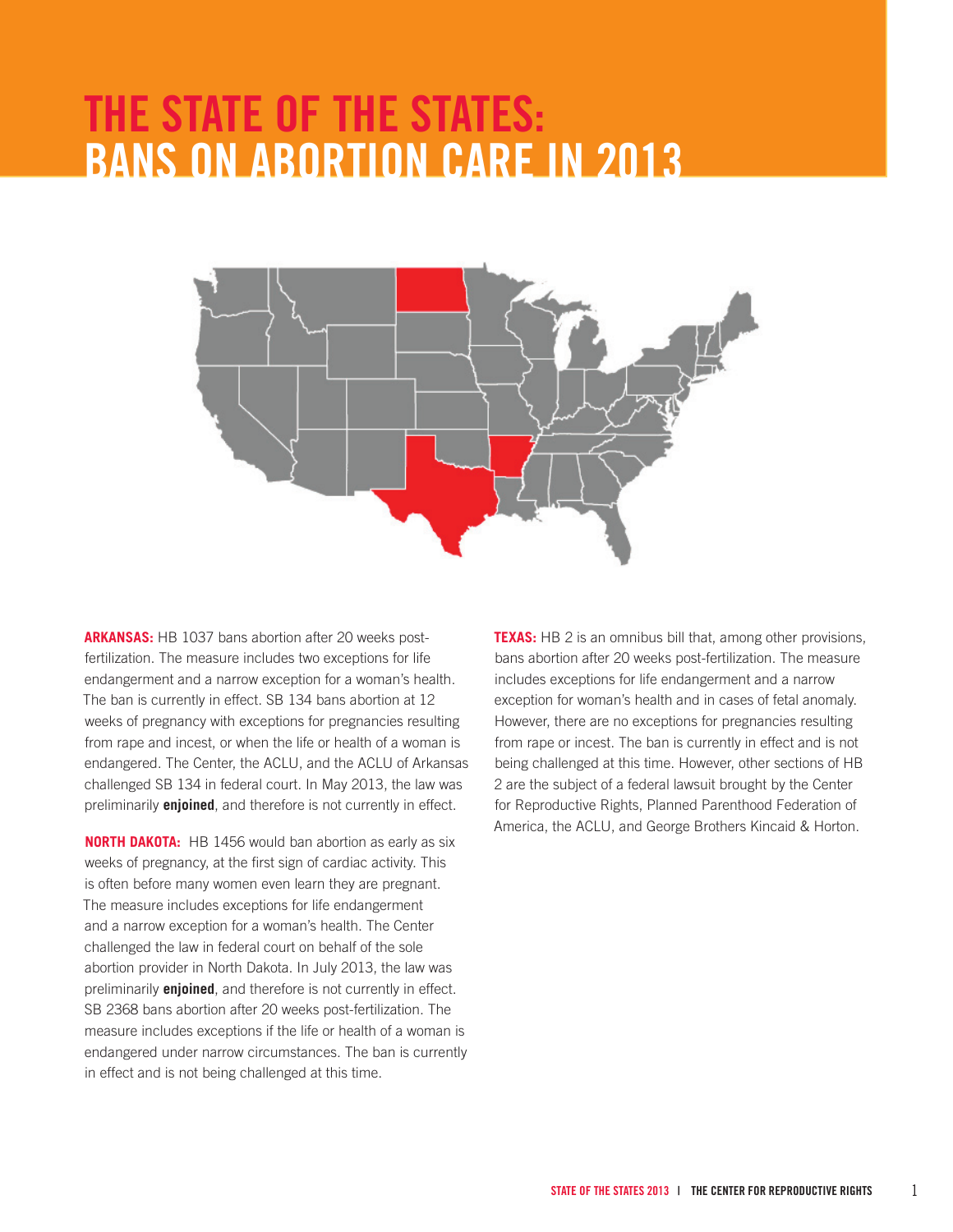# THE STATE OF THE STATES: BANS ON ABORTION CARE IN 2013

**ARKANSAS:** HB 1037 bans abortion after 20 weeks post-fertilization. The measure includes two exceptions for life endangerment and a narrow exception for a woman's health. The ban is currently in effect. SB 134 bans abortion at 12 weeks of pregnancy with exceptions for pregnancies resulting from rape and incest, or when the life or health of a woman is endangered. The Center, the ACLU, and the ACLU of Arkansas challenged SB 134 in federal court. In May 2013, the law was preliminarily **enjoined**, and therefore is not currently in effect.

**NORTH DAKOTA:** HB 1456 would ban abortion as early as six weeks of pregnancy, at the first sign of cardiac activity. This is often before many women even learn they are pregnant. The measure includes exceptions for life endangerment and a narrow exception for a woman's health. The Center challenged the law in federal court on behalf of the sole abortion provider in North Dakota. In July 2013, the law was preliminarily **enjoined**, and therefore is not currently in effect. SB 2368 bans abortion after 20 weeks post-fertilization. The measure includes exceptions if the life or health of a woman is endangered under narrow circumstances. The ban is currently in effect and is not being challenged at this time.

**TEXAS:** HB 2 is an omnibus bill that, among other provisions, bans abortion after 20 weeks post-fertilization. The measure includes exceptions for life endangerment and a narrow exception for woman's health and in cases of fetal anomaly. However, there are no exceptions for pregnancies resulting from rape or incest. The ban is currently in effect and is not being challenged at this time. However, other sections of HB 2 are the subject of a federal lawsuit brought by the Center for Reproductive Rights, Planned Parenthood Federation of America, the ACLU, and George Brothers Kincaid & Horton.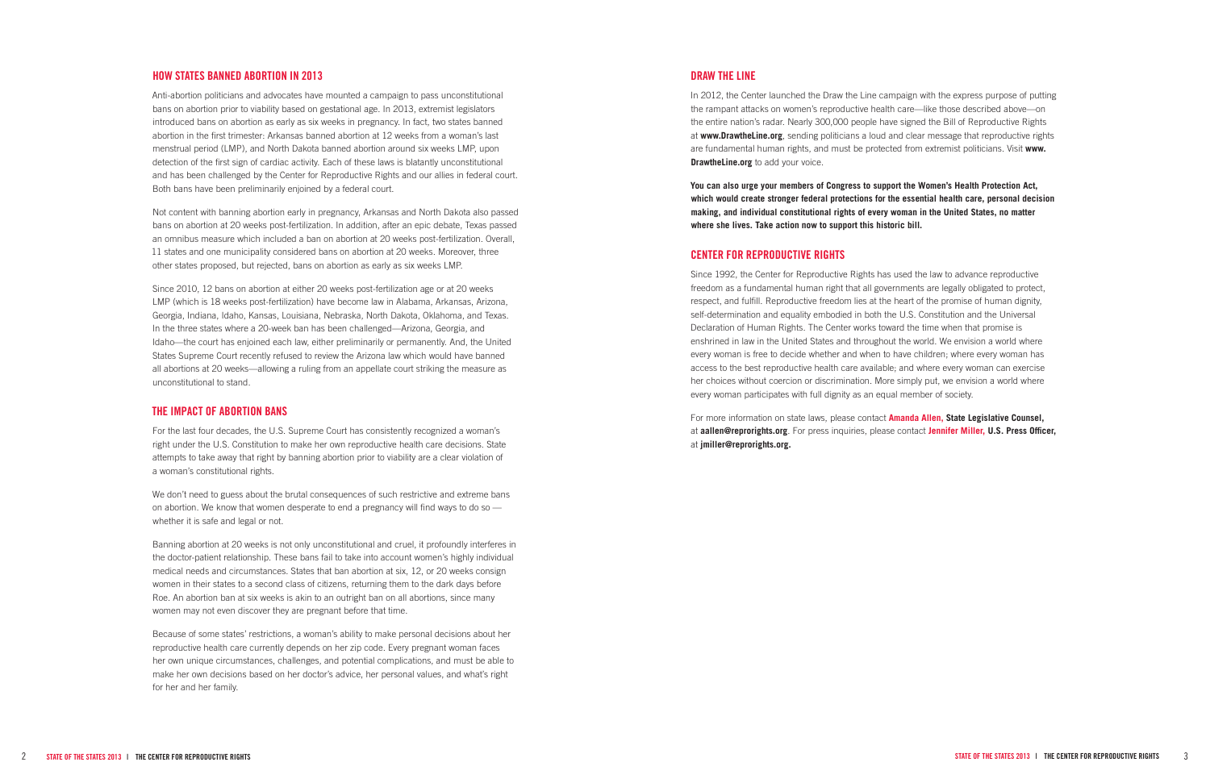## HOW STATES BANNED ABORTION IN 2013

Anti-abortion politicians and advocates have mounted a campaign to pass unconstitutional bans on abortion prior to viability based on gestational age. In 2013, extremist legislators introduced bans on abortion as early as six weeks in pregnancy. In fact, two states banned abortion in the first trimester: Arkansas banned abortion at 12 weeks from a woman's last menstrual period (LMP), and North Dakota banned abortion around six weeks LMP, upon detection of the first sign of cardiac activity. Each of these laws is blatantly unconstitutional and has been challenged by the Center for Reproductive Rights and our allies in federal court. Both bans have been preliminarily enjoined by a federal court.

Not content with banning abortion early in pregnancy, Arkansas and North Dakota also passed bans on abortion at 20 weeks post-fertilization. In addition, after an epic debate, Texas passed an omnibus measure which included a ban on abortion at 20 weeks post-fertilization. Overall, 11 states and one municipality considered bans on abortion at 20 weeks. Moreover, three other states proposed, but rejected, bans on abortion as early as six weeks LMP.

Since 2010, 12 bans on abortion at either 20 weeks post-fertilization age or at 20 weeks LMP (which is 18 weeks post-fertilization) have become law in Alabama, Arkansas, Arizona, Georgia, Indiana, Idaho, Kansas, Louisiana, Nebraska, North Dakota, Oklahoma, and Texas. In the three states where a 20-week ban has been challenged—Arizona, Georgia, and Idaho—the court has enjoined each law, either preliminarily or permanently. And, the United States Supreme Court recently refused to review the Arizona law which would have banned all abortions at 20 weeks—allowing a ruling from an appellate court striking the measure as unconstitutional to stand.

## THE IMPACT OF ABORTION BANS

For the last four decades, the U.S. Supreme Court has consistently recognized a woman's right under the U.S. Constitution to make her own reproductive health care decisions. State attempts to take away that right by banning abortion prior to viability are a clear violation of a woman's constitutional rights.

We don't need to guess about the brutal consequences of such restrictive and extreme bans on abortion. We know that women desperate to end a pregnancy will find ways to do so — whether it is safe and legal or not.

Banning abortion at 20 weeks is not only unconstitutional and cruel, it profoundly interferes in the doctor-patient relationship. These bans fail to take into account women's highly individual medical needs and circumstances. States that ban abortion at six, 12, or 20 weeks consign women in their states to a second class of citizens, returning them to the dark days before Roe. An abortion ban at six weeks is akin to an outright ban on all abortions, since many women may not even discover they are pregnant before that time.

Because of some states' restrictions, a woman's ability to make personal decisions about her reproductive health care currently depends on her zip code. Every pregnant woman faces her own unique circumstances, challenges, and potential complications, and must be able to make her own decisions based on her doctor's advice, her personal values, and what's right for her and her family.

## DRAW THE LINE

In 2012, the Center launched the Draw the Line campaign with the express purpose of putting the rampant attacks on women's reproductive health care—like those described above—on the entire nation's radar. Nearly 300,000 people have signed the Bill of Reproductive Rights at **www.DrawtheLine.org**, sending politicians a loud and clear message that reproductive rights are fundamental human rights, and must be protected from extremist politicians. Visit **www.DrawtheLine.org** to add your voice.

**You can also urge your members of Congress to support the Women's Health Protection Act, which would create stronger federal protections for the essential health care, personal decision making, and individual constitutional rights of every woman in the United States, no matter where she lives. Take action now to support this historic bill.**

## CENTER FOR REPRODUCTIVE RIGHTS

Since 1992, the Center for Reproductive Rights has used the law to advance reproductive freedom as a fundamental human right that all governments are legally obligated to protect, respect, and fulfill. Reproductive freedom lies at the heart of the promise of human dignity, self-determination and equality embodied in both the U.S. Constitution and the Universal Declaration of Human Rights. The Center works toward the time when that promise is enshrined in law in the United States and throughout the world. We envision a world where every woman is free to decide whether and when to have children; where every woman has access to the best reproductive health care available; and where every woman can exercise her choices without coercion or discrimination. More simply put, we envision a world where every woman participates with full dignity as an equal member of society.

For more information on state laws, please contact **Amanda Allen, State Legislative Counsel,** at **aallen@reprorights.org**. For press inquiries, please contact **Jennifer Miller, U.S. Press Officer,** at **jmiller@reprorights.org.**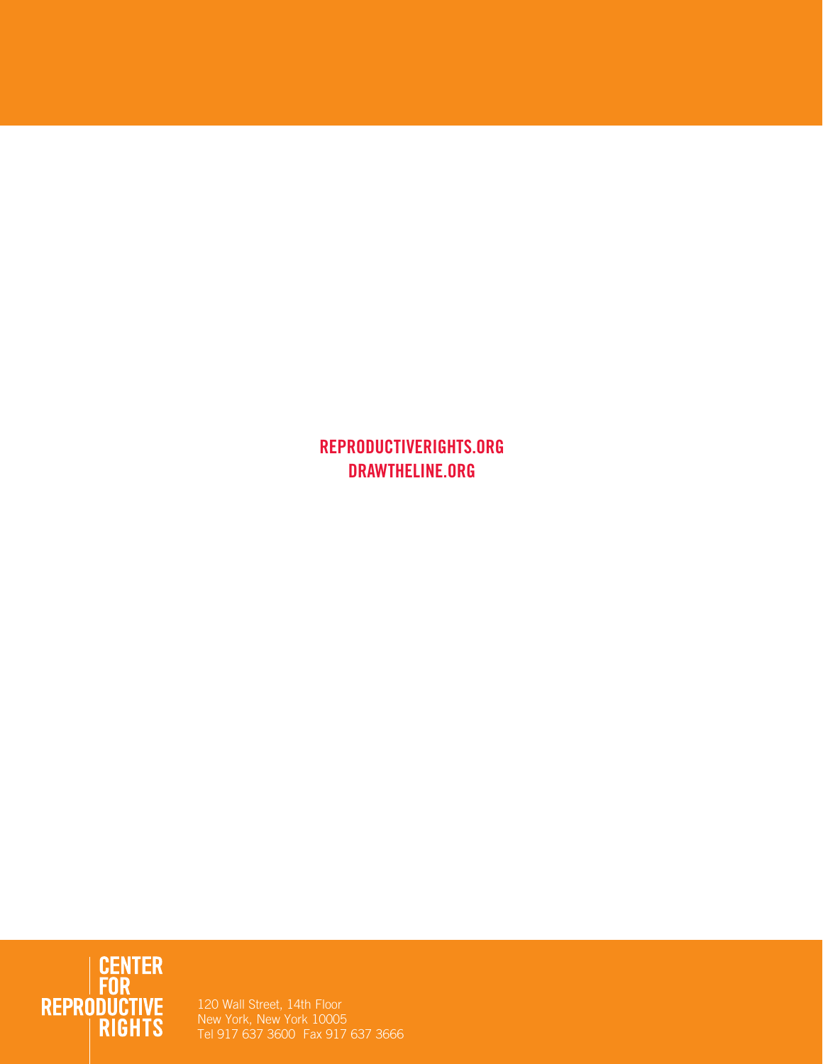REPRODUCTIVERIGHTS.ORG
DRAWTHELINE.ORG

CENTER FOR REPRODUCTIVE RIGHTS

120 Wall Street, 14th Floor
New York, New York 10005
Tel 917 637 3600 Fax 917 637 3666